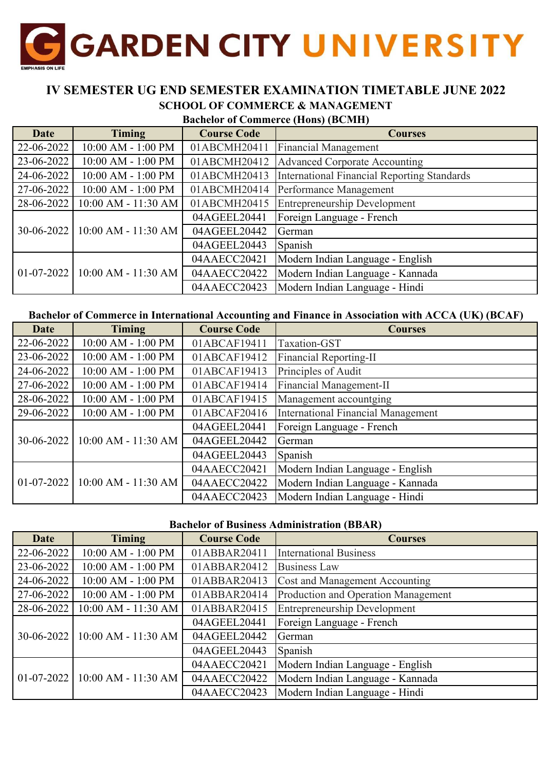# GARDEN CITY UNIVERSITY

EMPHASIS ON LIFE

## IV SEMESTER UG END SEMESTER EXAMINATION TIMETABLE JUNE 2022

### SCHOOL OF COMMERCE & MANAGEMENT

#### Bachelor of Commerce (Hons) (BCMH)

| Date | Timing | Course Code | Courses |
|---|---|---|---|
| 22-06-2022 | 10:00 AM - 1:00 PM | 01ABCMH20411 | Financial Management |
| 23-06-2022 | 10:00 AM - 1:00 PM | 01ABCMH20412 | Advanced Corporate Accounting |
| 24-06-2022 | 10:00 AM - 1:00 PM | 01ABCMH20413 | International Financial Reporting Standards |
| 27-06-2022 | 10:00 AM - 1:00 PM | 01ABCMH20414 | Performance Management |
| 28-06-2022 | 10:00 AM - 11:30 AM | 01ABCMH20415 | Entrepreneurship Development |
| 30-06-2022 | 10:00 AM - 11:30 AM | 04AGEEL20441 | Foreign Language - French |
| | | 04AGEEL20442 | German |
| | | 04AGEEL20443 | Spanish |
| 01-07-2022 | 10:00 AM - 11:30 AM | 04AAECC20421 | Modern Indian Language - English |
| | | 04AAECC20422 | Modern Indian Language - Kannada |
| | | 04AAECC20423 | Modern Indian Language - Hindi |

#### Bachelor of Commerce in International Accounting and Finance in Association with ACCA (UK) (BCAF)

| Date | Timing | Course Code | Courses |
|---|---|---|---|
| 22-06-2022 | 10:00 AM - 1:00 PM | 01ABCAF19411 | Taxation-GST |
| 23-06-2022 | 10:00 AM - 1:00 PM | 01ABCAF19412 | Financial Reporting-II |
| 24-06-2022 | 10:00 AM - 1:00 PM | 01ABCAF19413 | Principles of Audit |
| 27-06-2022 | 10:00 AM - 1:00 PM | 01ABCAF19414 | Financial Management-II |
| 28-06-2022 | 10:00 AM - 1:00 PM | 01ABCAF19415 | Management accountging |
| 29-06-2022 | 10:00 AM - 1:00 PM | 01ABCAF20416 | International Financial Management |
| 30-06-2022 | 10:00 AM - 11:30 AM | 04AGEEL20441 | Foreign Language - French |
| | | 04AGEEL20442 | German |
| | | 04AGEEL20443 | Spanish |
| 01-07-2022 | 10:00 AM - 11:30 AM | 04AAECC20421 | Modern Indian Language - English |
| | | 04AAECC20422 | Modern Indian Language - Kannada |
| | | 04AAECC20423 | Modern Indian Language - Hindi |

#### Bachelor of Business Administration (BBAR)

| Date | Timing | Course Code | Courses |
|---|---|---|---|
| 22-06-2022 | 10:00 AM - 1:00 PM | 01ABBAR20411 | International Business |
| 23-06-2022 | 10:00 AM - 1:00 PM | 01ABBAR20412 | Business Law |
| 24-06-2022 | 10:00 AM - 1:00 PM | 01ABBAR20413 | Cost and Management Accounting |
| 27-06-2022 | 10:00 AM - 1:00 PM | 01ABBAR20414 | Production and Operation Management |
| 28-06-2022 | 10:00 AM - 11:30 AM | 01ABBAR20415 | Entrepreneurship Development |
| 30-06-2022 | 10:00 AM - 11:30 AM | 04AGEEL20441 | Foreign Language - French |
| | | 04AGEEL20442 | German |
| | | 04AGEEL20443 | Spanish |
| 01-07-2022 | 10:00 AM - 11:30 AM | 04AAECC20421 | Modern Indian Language - English |
| | | 04AAECC20422 | Modern Indian Language - Kannada |
| | | 04AAECC20423 | Modern Indian Language - Hindi |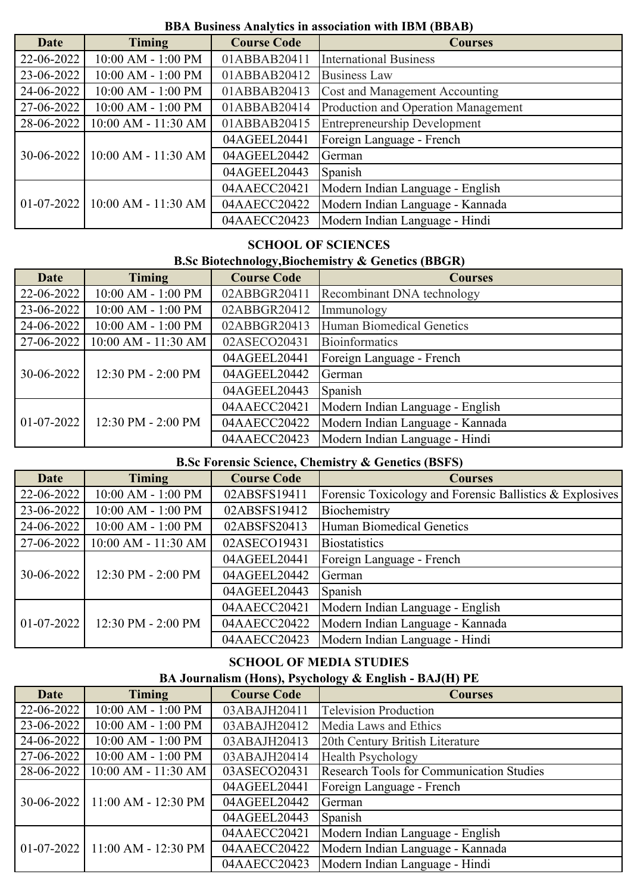### BBA Business Analytics in association with IBM (BBAB)

| Date | Timing | Course Code | Courses |
|---|---|---|---|
| 22-06-2022 | 10:00 AM - 1:00 PM | 01ABBAB20411 | International Business |
| 23-06-2022 | 10:00 AM - 1:00 PM | 01ABBAB20412 | Business Law |
| 24-06-2022 | 10:00 AM - 1:00 PM | 01ABBAB20413 | Cost and Management Accounting |
| 27-06-2022 | 10:00 AM - 1:00 PM | 01ABBAB20414 | Production and Operation Management |
| 28-06-2022 | 10:00 AM - 11:30 AM | 01ABBAB20415 | Entrepreneurship Development |
| 30-06-2022 | 10:00 AM - 11:30 AM | 04AGEEL20441 | Foreign Language - French |
| | | 04AGEEL20442 | German |
| | | 04AGEEL20443 | Spanish |
| 01-07-2022 | 10:00 AM - 11:30 AM | 04AAECC20421 | Modern Indian Language - English |
| | | 04AAECC20422 | Modern Indian Language - Kannada |
| | | 04AAECC20423 | Modern Indian Language - Hindi |

## SCHOOL OF SCIENCES

### B.Sc Biotechnology,Biochemistry & Genetics (BBGR)

| Date | Timing | Course Code | Courses |
|---|---|---|---|
| 22-06-2022 | 10:00 AM - 1:00 PM | 02ABBGR20411 | Recombinant DNA technology |
| 23-06-2022 | 10:00 AM - 1:00 PM | 02ABBGR20412 | Immunology |
| 24-06-2022 | 10:00 AM - 1:00 PM | 02ABBGR20413 | Human Biomedical Genetics |
| 27-06-2022 | 10:00 AM - 11:30 AM | 02ASECO20431 | Bioinformatics |
| 30-06-2022 | 12:30 PM - 2:00 PM | 04AGEEL20441 | Foreign Language - French |
| | | 04AGEEL20442 | German |
| | | 04AGEEL20443 | Spanish |
| 01-07-2022 | 12:30 PM - 2:00 PM | 04AAECC20421 | Modern Indian Language - English |
| | | 04AAECC20422 | Modern Indian Language - Kannada |
| | | 04AAECC20423 | Modern Indian Language - Hindi |

### B.Sc Forensic Science, Chemistry & Genetics (BSFS)

| Date | Timing | Course Code | Courses |
|---|---|---|---|
| 22-06-2022 | 10:00 AM - 1:00 PM | 02ABSFS19411 | Forensic Toxicology and Forensic Ballistics & Explosives |
| 23-06-2022 | 10:00 AM - 1:00 PM | 02ABSFS19412 | Biochemistry |
| 24-06-2022 | 10:00 AM - 1:00 PM | 02ABSFS20413 | Human Biomedical Genetics |
| 27-06-2022 | 10:00 AM - 11:30 AM | 02ASECO19431 | Biostatistics |
| 30-06-2022 | 12:30 PM - 2:00 PM | 04AGEEL20441 | Foreign Language - French |
| | | 04AGEEL20442 | German |
| | | 04AGEEL20443 | Spanish |
| 01-07-2022 | 12:30 PM - 2:00 PM | 04AAECC20421 | Modern Indian Language - English |
| | | 04AAECC20422 | Modern Indian Language - Kannada |
| | | 04AAECC20423 | Modern Indian Language - Hindi |

## SCHOOL OF MEDIA STUDIES

### BA Journalism (Hons), Psychology & English - BAJ(H) PE

| Date | Timing | Course Code | Courses |
|---|---|---|---|
| 22-06-2022 | 10:00 AM - 1:00 PM | 03ABAJH20411 | Television Production |
| 23-06-2022 | 10:00 AM - 1:00 PM | 03ABAJH20412 | Media Laws and Ethics |
| 24-06-2022 | 10:00 AM - 1:00 PM | 03ABAJH20413 | 20th Century British Literature |
| 27-06-2022 | 10:00 AM - 1:00 PM | 03ABAJH20414 | Health Psychology |
| 28-06-2022 | 10:00 AM - 11:30 AM | 03ASECO20431 | Research Tools for Communication Studies |
| 30-06-2022 | 11:00 AM - 12:30 PM | 04AGEEL20441 | Foreign Language - French |
| | | 04AGEEL20442 | German |
| | | 04AGEEL20443 | Spanish |
| 01-07-2022 | 11:00 AM - 12:30 PM | 04AAECC20421 | Modern Indian Language - English |
| | | 04AAECC20422 | Modern Indian Language - Kannada |
| | | 04AAECC20423 | Modern Indian Language - Hindi |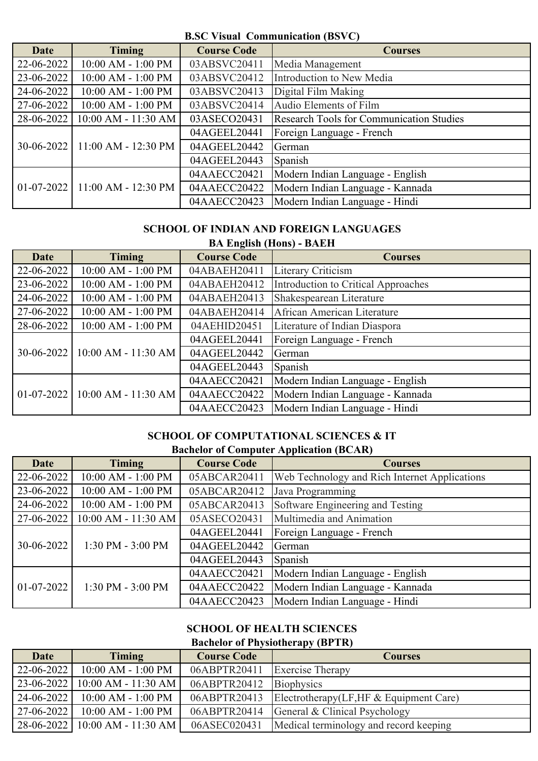**B.SC Visual Communication (BSVC)**

| Date | Timing | Course Code | Courses |
|---|---|---|---|
| 22-06-2022 | 10:00 AM - 1:00 PM | 03ABSVC20411 | Media Management |
| 23-06-2022 | 10:00 AM - 1:00 PM | 03ABSVC20412 | Introduction to New Media |
| 24-06-2022 | 10:00 AM - 1:00 PM | 03ABSVC20413 | Digital Film Making |
| 27-06-2022 | 10:00 AM - 1:00 PM | 03ABSVC20414 | Audio Elements of Film |
| 28-06-2022 | 10:00 AM - 11:30 AM | 03ASECO20431 | Research Tools for Communication Studies |
| 30-06-2022 | 11:00 AM - 12:30 PM | 04AGEEL20441 | Foreign Language - French |
| | | 04AGEEL20442 | German |
| | | 04AGEEL20443 | Spanish |
| 01-07-2022 | 11:00 AM - 12:30 PM | 04AAECC20421 | Modern Indian Language - English |
| | | 04AAECC20422 | Modern Indian Language - Kannada |
| | | 04AAECC20423 | Modern Indian Language - Hindi |

## SCHOOL OF INDIAN AND FOREIGN LANGUAGES

**BA English (Hons) - BAEH**

| Date | Timing | Course Code | Courses |
|---|---|---|---|
| 22-06-2022 | 10:00 AM - 1:00 PM | 04ABAEH20411 | Literary Criticism |
| 23-06-2022 | 10:00 AM - 1:00 PM | 04ABAEH20412 | Introduction to Critical Approaches |
| 24-06-2022 | 10:00 AM - 1:00 PM | 04ABAEH20413 | Shakespearean Literature |
| 27-06-2022 | 10:00 AM - 1:00 PM | 04ABAEH20414 | African American Literature |
| 28-06-2022 | 10:00 AM - 1:00 PM | 04AEHID20451 | Literature of Indian Diaspora |
| 30-06-2022 | 10:00 AM - 11:30 AM | 04AGEEL20441 | Foreign Language - French |
| | | 04AGEEL20442 | German |
| | | 04AGEEL20443 | Spanish |
| 01-07-2022 | 10:00 AM - 11:30 AM | 04AAECC20421 | Modern Indian Language - English |
| | | 04AAECC20422 | Modern Indian Language - Kannada |
| | | 04AAECC20423 | Modern Indian Language - Hindi |

## SCHOOL OF COMPUTATIONAL SCIENCES & IT

**Bachelor of Computer Application (BCAR)**

| Date | Timing | Course Code | Courses |
|---|---|---|---|
| 22-06-2022 | 10:00 AM - 1:00 PM | 05ABCAR20411 | Web Technology and Rich Internet Applications |
| 23-06-2022 | 10:00 AM - 1:00 PM | 05ABCAR20412 | Java Programming |
| 24-06-2022 | 10:00 AM - 1:00 PM | 05ABCAR20413 | Software Engineering and Testing |
| 27-06-2022 | 10:00 AM - 11:30 AM | 05ASECO20431 | Multimedia and Animation |
| 30-06-2022 | 1:30 PM - 3:00 PM | 04AGEEL20441 | Foreign Language - French |
| | | 04AGEEL20442 | German |
| | | 04AGEEL20443 | Spanish |
| 01-07-2022 | 1:30 PM - 3:00 PM | 04AAECC20421 | Modern Indian Language - English |
| | | 04AAECC20422 | Modern Indian Language - Kannada |
| | | 04AAECC20423 | Modern Indian Language - Hindi |

## SCHOOL OF HEALTH SCIENCES

**Bachelor of Physiotherapy (BPTR)**

| Date | Timing | Course Code | Courses |
|---|---|---|---|
| 22-06-2022 | 10:00 AM - 1:00 PM | 06ABPTR20411 | Exercise Therapy |
| 23-06-2022 | 10:00 AM - 11:30 AM | 06ABPTR20412 | Biophysics |
| 24-06-2022 | 10:00 AM - 1:00 PM | 06ABPTR20413 | Electrotherapy(LF,HF & Equipment Care) |
| 27-06-2022 | 10:00 AM - 1:00 PM | 06ABPTR20414 | General & Clinical Psychology |
| 28-06-2022 | 10:00 AM - 11:30 AM | 06ASEC020431 | Medical terminology and record keeping |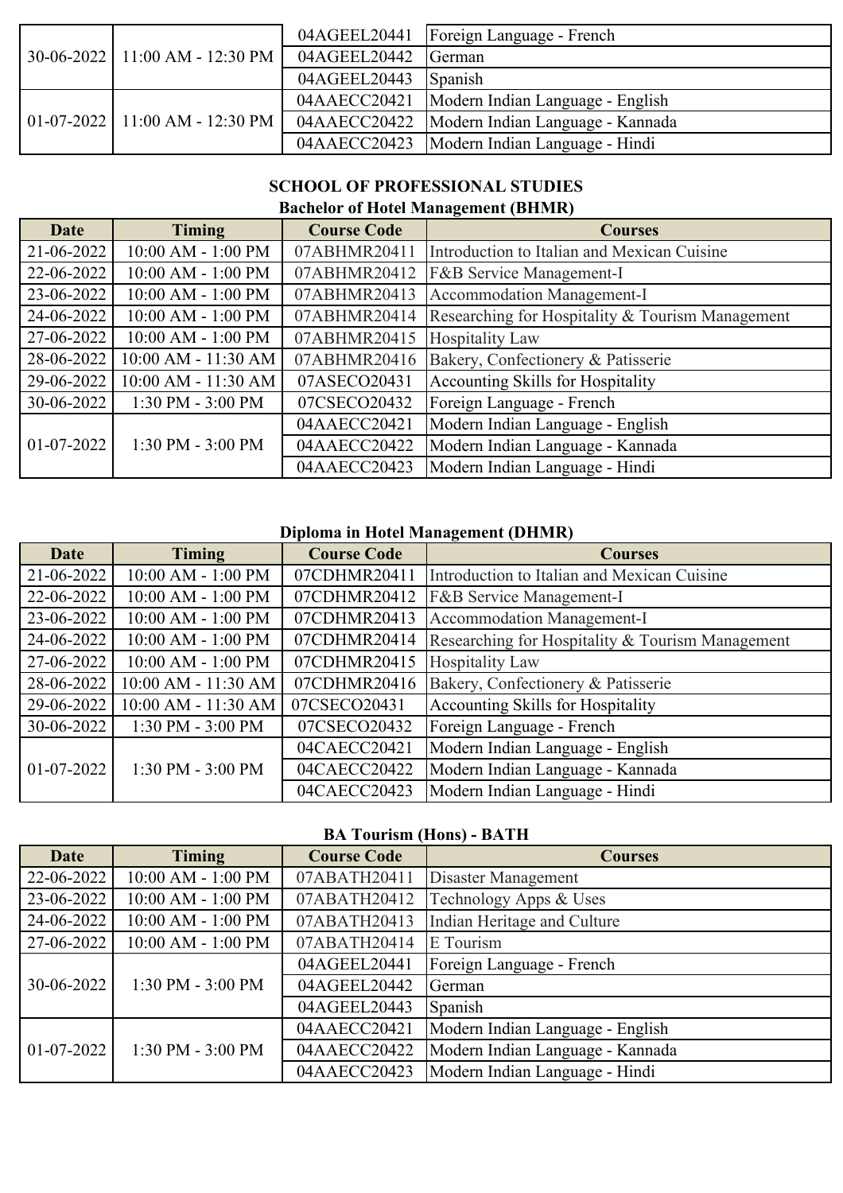| | | | |
|---|---|---|---|
| 30-06-2022 | 11:00 AM - 12:30 PM | 04AGEEL20441 | Foreign Language - French |
| | | 04AGEEL20442 | German |
| | | 04AGEEL20443 | Spanish |
| 01-07-2022 | 11:00 AM - 12:30 PM | 04AAECC20421 | Modern Indian Language - English |
| | | 04AAECC20422 | Modern Indian Language - Kannada |
| | | 04AAECC20423 | Modern Indian Language - Hindi |

## SCHOOL OF PROFESSIONAL STUDIES

### Bachelor of Hotel Management (BHMR)

| Date | Timing | Course Code | Courses |
|---|---|---|---|
| 21-06-2022 | 10:00 AM - 1:00 PM | 07ABHMR20411 | Introduction to Italian and Mexican Cuisine |
| 22-06-2022 | 10:00 AM - 1:00 PM | 07ABHMR20412 | F&B Service Management-I |
| 23-06-2022 | 10:00 AM - 1:00 PM | 07ABHMR20413 | Accommodation Management-I |
| 24-06-2022 | 10:00 AM - 1:00 PM | 07ABHMR20414 | Researching for Hospitality & Tourism Management |
| 27-06-2022 | 10:00 AM - 1:00 PM | 07ABHMR20415 | Hospitality Law |
| 28-06-2022 | 10:00 AM - 11:30 AM | 07ABHMR20416 | Bakery, Confectionery & Patisserie |
| 29-06-2022 | 10:00 AM - 11:30 AM | 07ASECO20431 | Accounting Skills for Hospitality |
| 30-06-2022 | 1:30 PM - 3:00 PM | 07CSECO20432 | Foreign Language - French |
| 01-07-2022 | 1:30 PM - 3:00 PM | 04AAECC20421 | Modern Indian Language - English |
| | | 04AAECC20422 | Modern Indian Language - Kannada |
| | | 04AAECC20423 | Modern Indian Language - Hindi |

### Diploma in Hotel Management (DHMR)

| Date | Timing | Course Code | Courses |
|---|---|---|---|
| 21-06-2022 | 10:00 AM - 1:00 PM | 07CDHMR20411 | Introduction to Italian and Mexican Cuisine |
| 22-06-2022 | 10:00 AM - 1:00 PM | 07CDHMR20412 | F&B Service Management-I |
| 23-06-2022 | 10:00 AM - 1:00 PM | 07CDHMR20413 | Accommodation Management-I |
| 24-06-2022 | 10:00 AM - 1:00 PM | 07CDHMR20414 | Researching for Hospitality & Tourism Management |
| 27-06-2022 | 10:00 AM - 1:00 PM | 07CDHMR20415 | Hospitality Law |
| 28-06-2022 | 10:00 AM - 11:30 AM | 07CDHMR20416 | Bakery, Confectionery & Patisserie |
| 29-06-2022 | 10:00 AM - 11:30 AM | 07CSECO20431 | Accounting Skills for Hospitality |
| 30-06-2022 | 1:30 PM - 3:00 PM | 07CSECO20432 | Foreign Language - French |
| 01-07-2022 | 1:30 PM - 3:00 PM | 04CAECC20421 | Modern Indian Language - English |
| | | 04CAECC20422 | Modern Indian Language - Kannada |
| | | 04CAECC20423 | Modern Indian Language - Hindi |

### BA Tourism (Hons) - BATH

| Date | Timing | Course Code | Courses |
|---|---|---|---|
| 22-06-2022 | 10:00 AM - 1:00 PM | 07ABATH20411 | Disaster Management |
| 23-06-2022 | 10:00 AM - 1:00 PM | 07ABATH20412 | Technology Apps & Uses |
| 24-06-2022 | 10:00 AM - 1:00 PM | 07ABATH20413 | Indian Heritage and Culture |
| 27-06-2022 | 10:00 AM - 1:00 PM | 07ABATH20414 | E Tourism |
| 30-06-2022 | 1:30 PM - 3:00 PM | 04AGEEL20441 | Foreign Language - French |
| | | 04AGEEL20442 | German |
| | | 04AGEEL20443 | Spanish |
| 01-07-2022 | 1:30 PM - 3:00 PM | 04AAECC20421 | Modern Indian Language - English |
| | | 04AAECC20422 | Modern Indian Language - Kannada |
| | | 04AAECC20423 | Modern Indian Language - Hindi |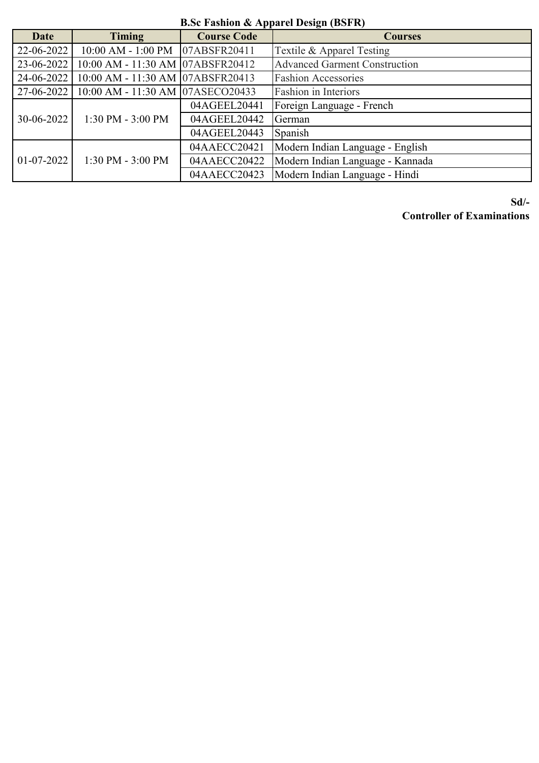**B.Sc Fashion & Apparel Design (BSFR)**

| Date | Timing | Course Code | Courses |
|---|---|---|---|
| 22-06-2022 | 10:00 AM - 1:00 PM | 07ABSFR20411 | Textile & Apparel Testing |
| 23-06-2022 | 10:00 AM - 11:30 AM | 07ABSFR20412 | Advanced Garment Construction |
| 24-06-2022 | 10:00 AM - 11:30 AM | 07ABSFR20413 | Fashion Accessories |
| 27-06-2022 | 10:00 AM - 11:30 AM | 07ASECO20433 | Fashion in Interiors |
| 30-06-2022 | 1:30 PM - 3:00 PM | 04AGEEL20441 | Foreign Language - French |
| | | 04AGEEL20442 | German |
| | | 04AGEEL20443 | Spanish |
| 01-07-2022 | 1:30 PM - 3:00 PM | 04AAECC20421 | Modern Indian Language - English |
| | | 04AAECC20422 | Modern Indian Language - Kannada |
| | | 04AAECC20423 | Modern Indian Language - Hindi |

**Sd/-**
**Controller of Examinations**